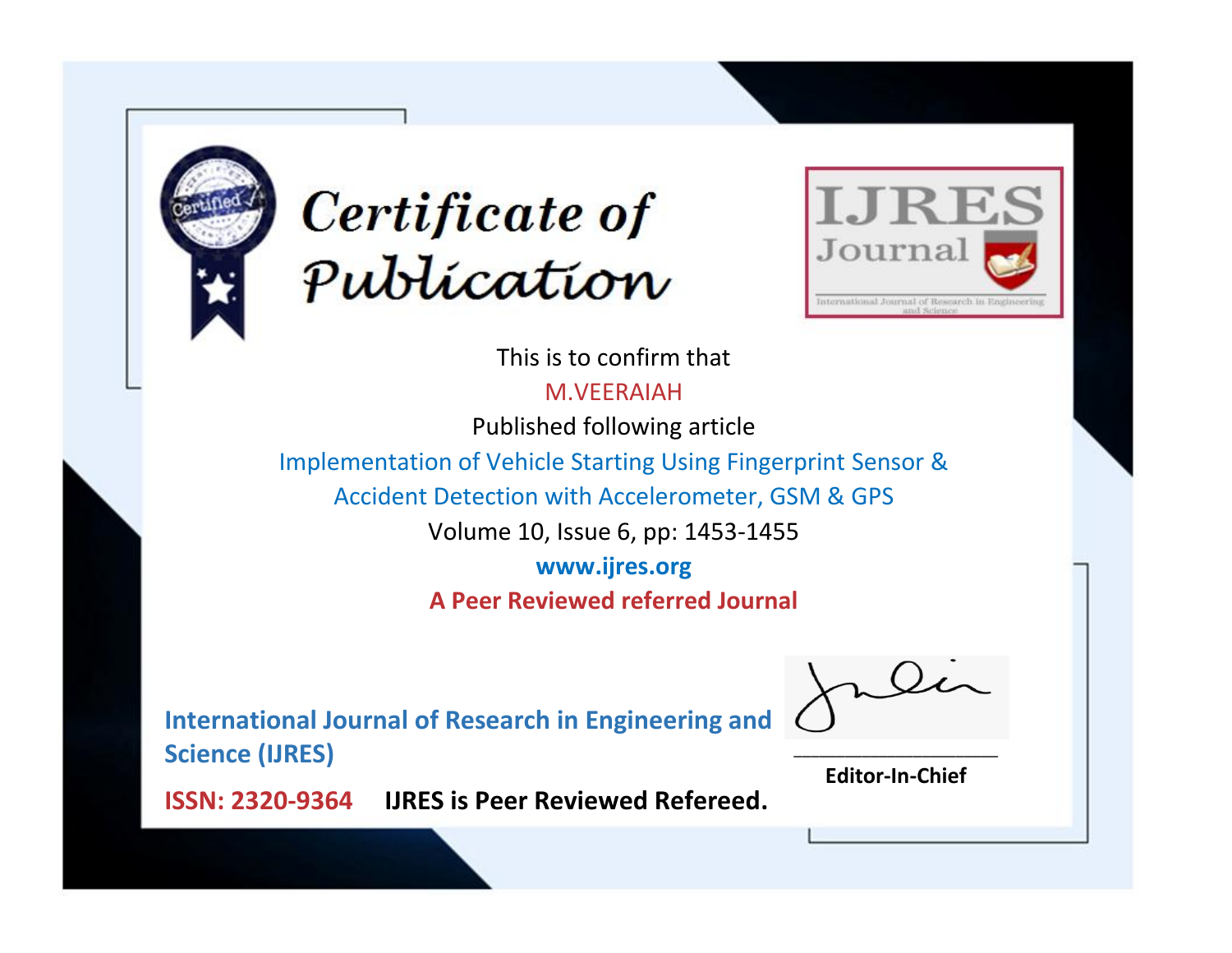# Certificate of Publication

**IJRES Journal**

International Journal of Research in Engineering and Science

This is to confirm that

M.VEERAIAH

Published following article

Implementation of Vehicle Starting Using Fingerprint Sensor & Accident Detection with Accelerometer, GSM & GPS

Volume 10, Issue 6, pp: 1453-1455

**www.ijres.org**

**A Peer Reviewed referred Journal**

**International Journal of Research in Engineering and Science (IJRES)**

**ISSN: 2320-9364** **IJRES is Peer Reviewed Refereed.**

**Editor-In-Chief**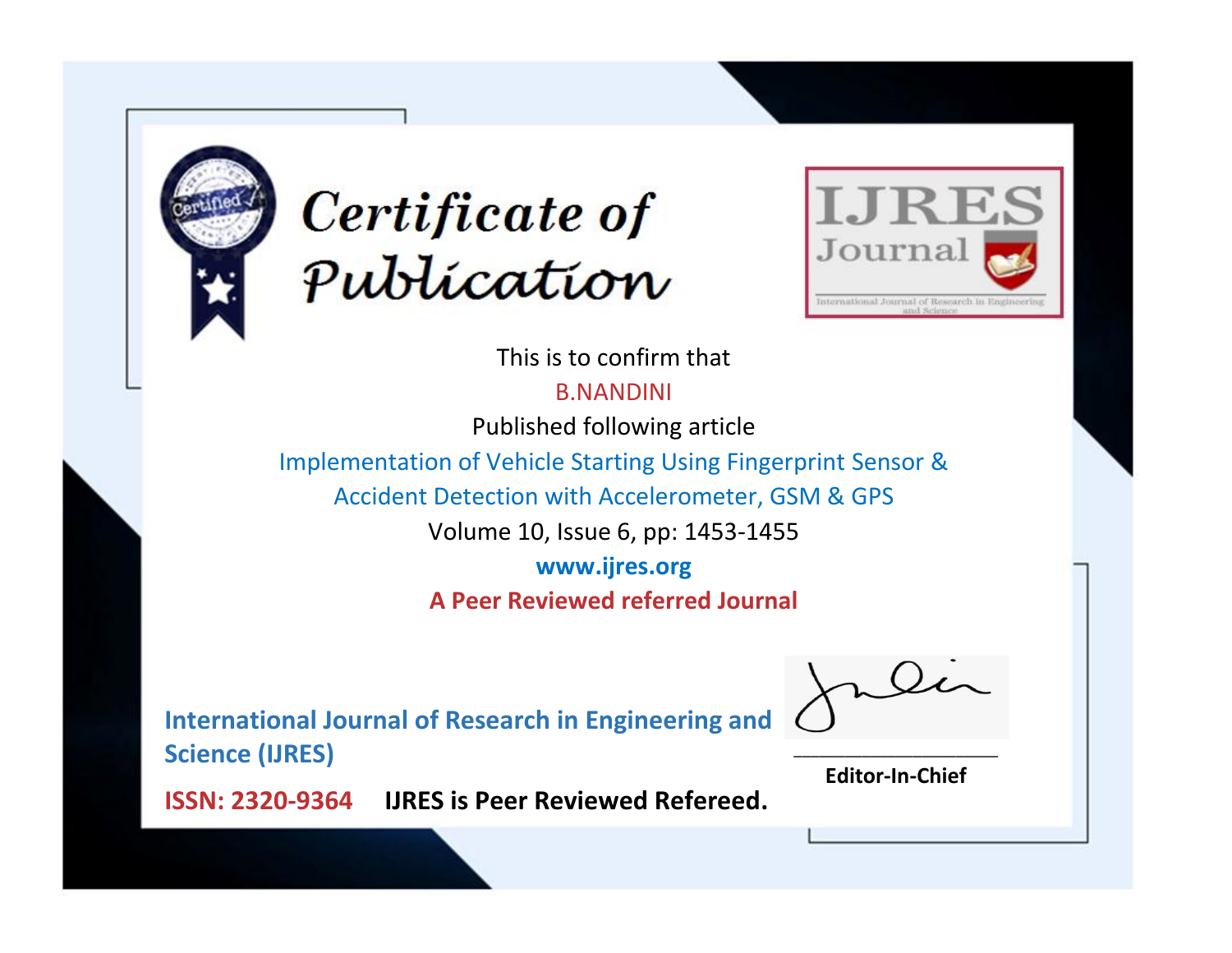# Certificate of Publication

**IJRES Journal**

International Journal of Research in Engineering and Science

This is to confirm that

B.NANDINI

Published following article

Implementation of Vehicle Starting Using Fingerprint Sensor & Accident Detection with Accelerometer, GSM & GPS

Volume 10, Issue 6, pp: 1453-1455

**www.ijres.org**

**A Peer Reviewed referred Journal**

**International Journal of Research in Engineering and Science (IJRES)**

**ISSN: 2320-9364** **IJRES is Peer Reviewed Refereed.**

**Editor-In-Chief**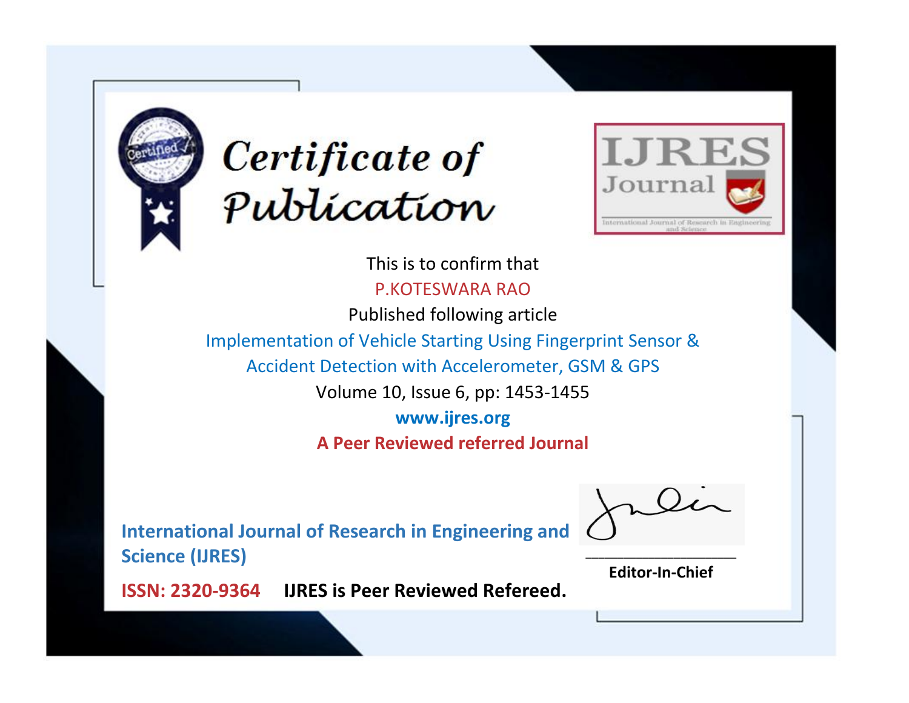# Certificate of Publication

IJRES Journal

International Journal of Research in Engineering and Science

This is to confirm that

P.KOTESWARA RAO

Published following article

Implementation of Vehicle Starting Using Fingerprint Sensor & Accident Detection with Accelerometer, GSM & GPS

Volume 10, Issue 6, pp: 1453-1455

**www.ijres.org**

**A Peer Reviewed referred Journal**

**International Journal of Research in Engineering and Science (IJRES)**

**ISSN: 2320-9364** **IJRES is Peer Reviewed Refereed.**

**Editor-In-Chief**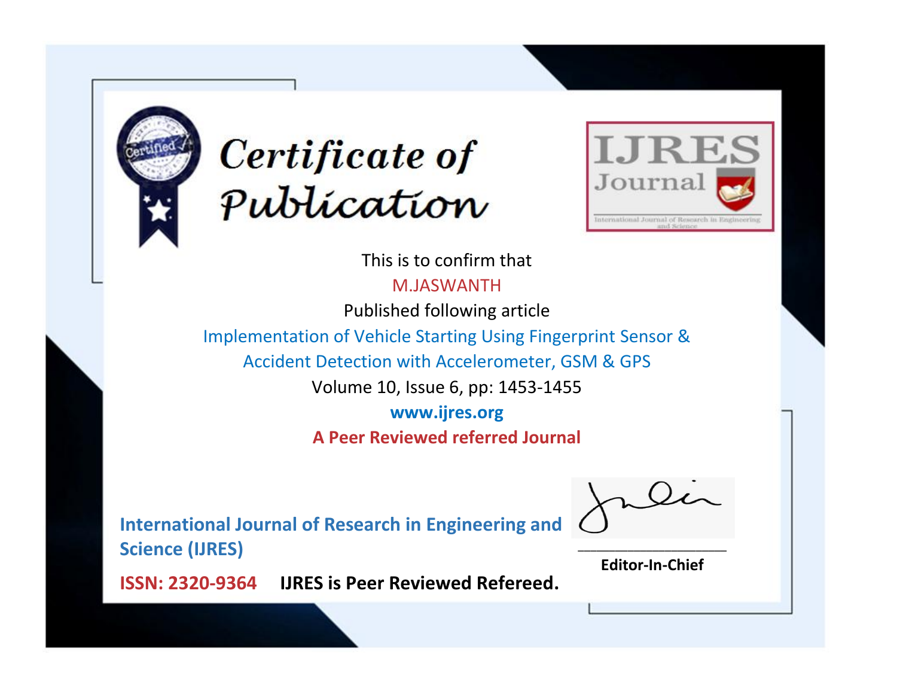# Certificate of Publication

IJRES Journal

International Journal of Research in Engineering and Science

This is to confirm that

M.JASWANTH

Published following article

Implementation of Vehicle Starting Using Fingerprint Sensor & Accident Detection with Accelerometer, GSM & GPS

Volume 10, Issue 6, pp: 1453-1455

**www.ijres.org**

**A Peer Reviewed referred Journal**

**International Journal of Research in Engineering and Science (IJRES)**

**ISSN: 2320-9364** **IJRES is Peer Reviewed Refereed.**

**Editor-In-Chief**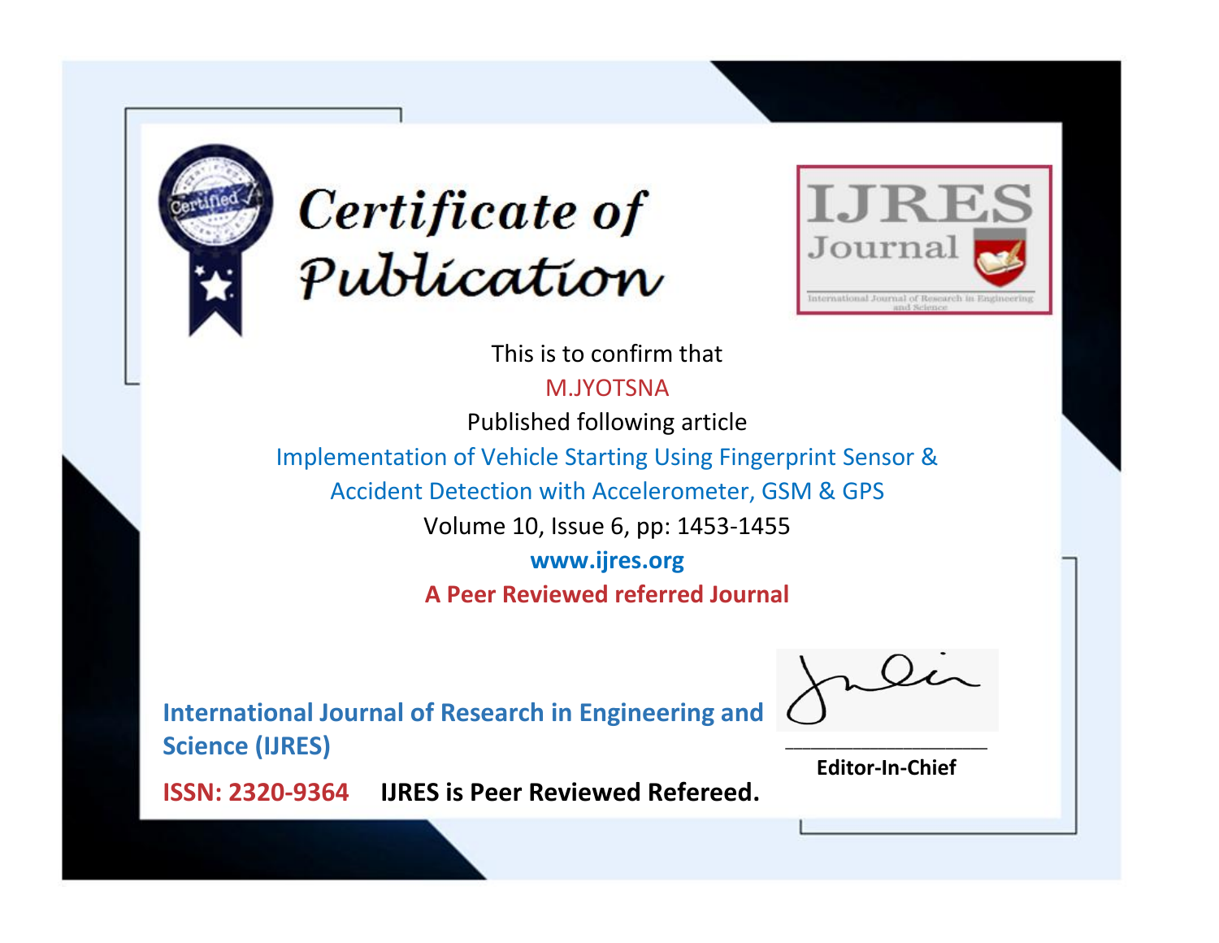# Certificate of Publication

**IJRES Journal**

International Journal of Research in Engineering and Science

This is to confirm that

M.JYOTSNA

Published following article

Implementation of Vehicle Starting Using Fingerprint Sensor & Accident Detection with Accelerometer, GSM & GPS

Volume 10, Issue 6, pp: 1453-1455

**www.ijres.org**

**A Peer Reviewed referred Journal**

**International Journal of Research in Engineering and Science (IJRES)**

**ISSN: 2320-9364** **IJRES is Peer Reviewed Refereed.**

**Editor-In-Chief**